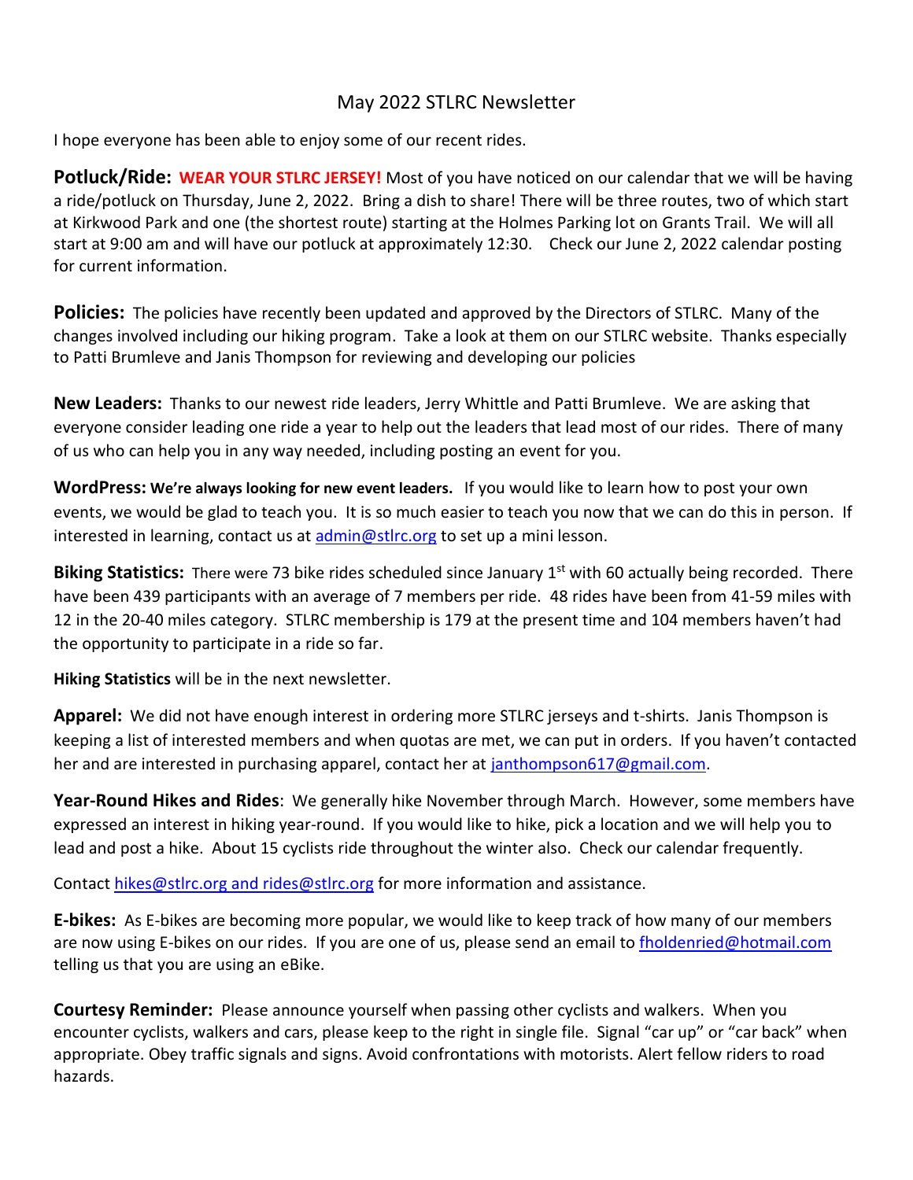# May 2022 STLRC Newsletter

I hope everyone has been able to enjoy some of our recent rides.

**Potluck/Ride:** **WEAR YOUR STLRC JERSEY!** Most of you have noticed on our calendar that we will be having a ride/potluck on Thursday, June 2, 2022. Bring a dish to share! There will be three routes, two of which start at Kirkwood Park and one (the shortest route) starting at the Holmes Parking lot on Grants Trail. We will all start at 9:00 am and will have our potluck at approximately 12:30. Check our June 2, 2022 calendar posting for current information.

**Policies:** The policies have recently been updated and approved by the Directors of STLRC. Many of the changes involved including our hiking program. Take a look at them on our STLRC website. Thanks especially to Patti Brumleve and Janis Thompson for reviewing and developing our policies

**New Leaders:** Thanks to our newest ride leaders, Jerry Whittle and Patti Brumleve. We are asking that everyone consider leading one ride a year to help out the leaders that lead most of our rides. There of many of us who can help you in any way needed, including posting an event for you.

**WordPress: We're always looking for new event leaders.** If you would like to learn how to post your own events, we would be glad to teach you. It is so much easier to teach you now that we can do this in person. If interested in learning, contact us at admin@stlrc.org to set up a mini lesson.

**Biking Statistics:** There were 73 bike rides scheduled since January 1st with 60 actually being recorded. There have been 439 participants with an average of 7 members per ride. 48 rides have been from 41-59 miles with 12 in the 20-40 miles category. STLRC membership is 179 at the present time and 104 members haven't had the opportunity to participate in a ride so far.

**Hiking Statistics** will be in the next newsletter.

**Apparel:** We did not have enough interest in ordering more STLRC jerseys and t-shirts. Janis Thompson is keeping a list of interested members and when quotas are met, we can put in orders. If you haven't contacted her and are interested in purchasing apparel, contact her at janthompson617@gmail.com.

**Year-Round Hikes and Rides**: We generally hike November through March. However, some members have expressed an interest in hiking year-round. If you would like to hike, pick a location and we will help you to lead and post a hike. About 15 cyclists ride throughout the winter also. Check our calendar frequently.

Contact hikes@stlrc.org and rides@stlrc.org for more information and assistance.

**E-bikes:** As E-bikes are becoming more popular, we would like to keep track of how many of our members are now using E-bikes on our rides. If you are one of us, please send an email to fholdenried@hotmail.com telling us that you are using an eBike.

**Courtesy Reminder:** Please announce yourself when passing other cyclists and walkers. When you encounter cyclists, walkers and cars, please keep to the right in single file. Signal "car up" or "car back" when appropriate. Obey traffic signals and signs. Avoid confrontations with motorists. Alert fellow riders to road hazards.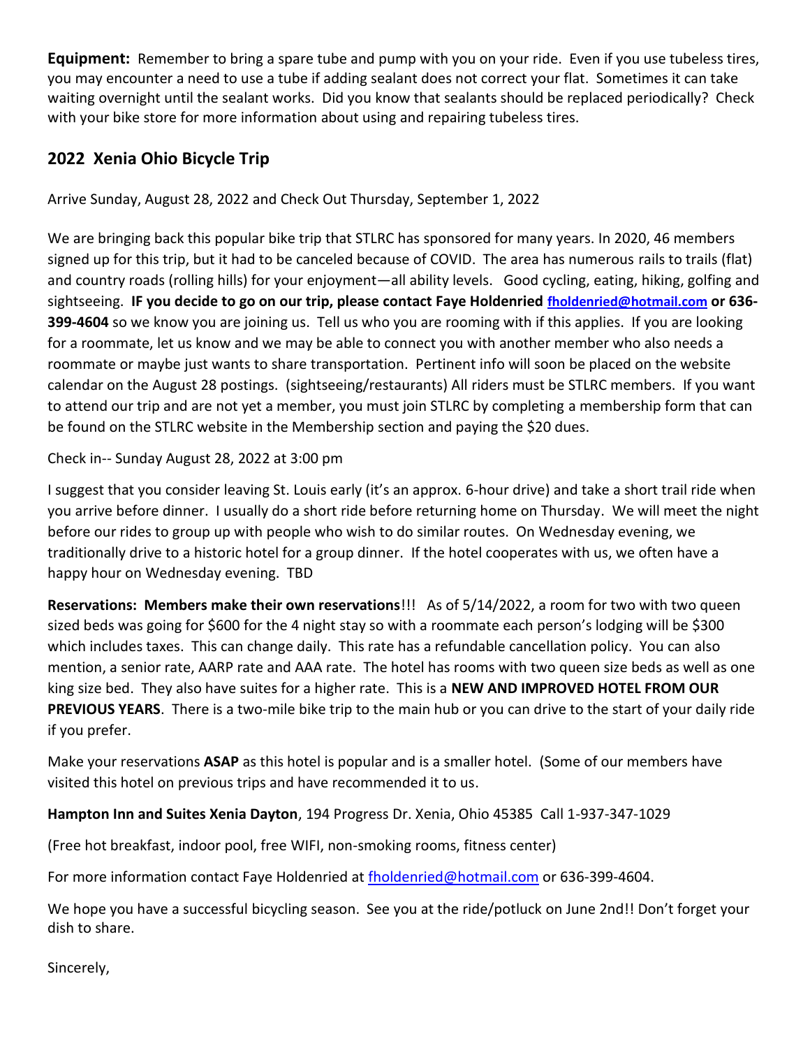**Equipment:** Remember to bring a spare tube and pump with you on your ride. Even if you use tubeless tires, you may encounter a need to use a tube if adding sealant does not correct your flat. Sometimes it can take waiting overnight until the sealant works. Did you know that sealants should be replaced periodically? Check with your bike store for more information about using and repairing tubeless tires.

## 2022 Xenia Ohio Bicycle Trip

Arrive Sunday, August 28, 2022 and Check Out Thursday, September 1, 2022

We are bringing back this popular bike trip that STLRC has sponsored for many years. In 2020, 46 members signed up for this trip, but it had to be canceled because of COVID. The area has numerous rails to trails (flat) and country roads (rolling hills) for your enjoyment—all ability levels. Good cycling, eating, hiking, golfing and sightseeing. **IF you decide to go on our trip, please contact Faye Holdenried [fholdenried@hotmail.com](mailto:fholdenried@hotmail.com) or 636-399-4604** so we know you are joining us. Tell us who you are rooming with if this applies. If you are looking for a roommate, let us know and we may be able to connect you with another member who also needs a roommate or maybe just wants to share transportation. Pertinent info will soon be placed on the website calendar on the August 28 postings. (sightseeing/restaurants) All riders must be STLRC members. If you want to attend our trip and are not yet a member, you must join STLRC by completing a membership form that can be found on the STLRC website in the Membership section and paying the $20 dues.

Check in-- Sunday August 28, 2022 at 3:00 pm

I suggest that you consider leaving St. Louis early (it's an approx. 6-hour drive) and take a short trail ride when you arrive before dinner. I usually do a short ride before returning home on Thursday. We will meet the night before our rides to group up with people who wish to do similar routes. On Wednesday evening, we traditionally drive to a historic hotel for a group dinner. If the hotel cooperates with us, we often have a happy hour on Wednesday evening. TBD

**Reservations: Members make their own reservations**!!! As of 5/14/2022, a room for two with two queen sized beds was going for $600 for the 4 night stay so with a roommate each person's lodging will be $300 which includes taxes. This can change daily. This rate has a refundable cancellation policy. You can also mention, a senior rate, AARP rate and AAA rate. The hotel has rooms with two queen size beds as well as one king size bed. They also have suites for a higher rate. This is a **NEW AND IMPROVED HOTEL FROM OUR PREVIOUS YEARS**. There is a two-mile bike trip to the main hub or you can drive to the start of your daily ride if you prefer.

Make your reservations **ASAP** as this hotel is popular and is a smaller hotel. (Some of our members have visited this hotel on previous trips and have recommended it to us.

**Hampton Inn and Suites Xenia Dayton**, 194 Progress Dr. Xenia, Ohio 45385 Call 1-937-347-1029

(Free hot breakfast, indoor pool, free WIFI, non-smoking rooms, fitness center)

For more information contact Faye Holdenried at [fholdenried@hotmail.com](mailto:fholdenried@hotmail.com) or 636-399-4604.

We hope you have a successful bicycling season. See you at the ride/potluck on June 2nd!! Don't forget your dish to share.

Sincerely,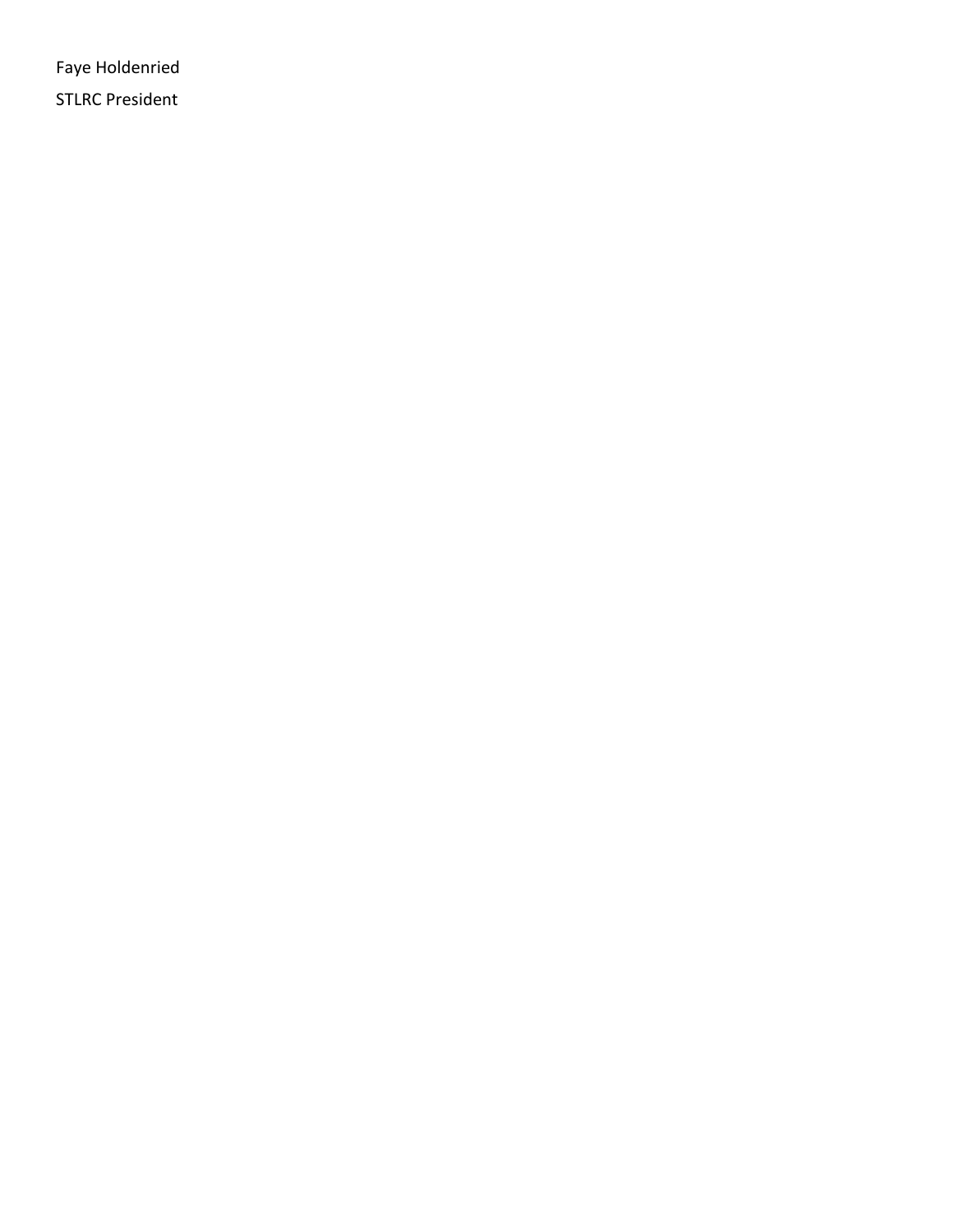Faye Holdenried

STLRC President